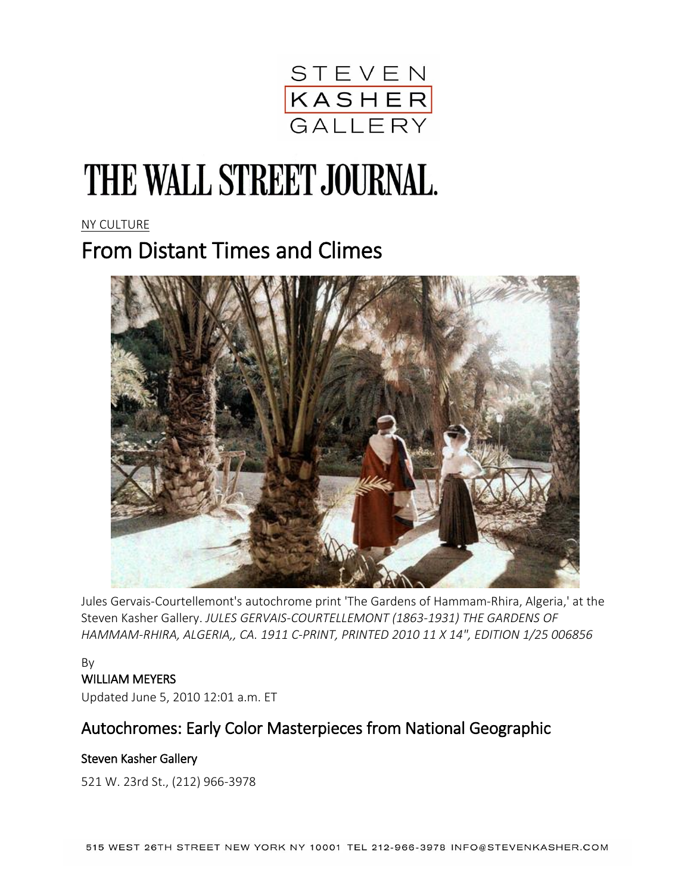STEVEN KASHER GALLERY

THE WALL STREET JOURNAL.

NY CULTURE

# From Distant Times and Climes

Jules Gervais-Courtellemont's autochrome print 'The Gardens of Hammam-Rhira, Algeria,' at the Steven Kasher Gallery. *JULES GERVAIS-COURTELLEMONT (1863-1931) THE GARDENS OF HAMMAM-RHIRA, ALGERIA,, CA. 1911 C-PRINT, PRINTED 2010 11 X 14", EDITION 1/25 006856*

By
WILLIAM MEYERS
Updated June 5, 2010 12:01 a.m. ET

## Autochromes: Early Color Masterpieces from National Geographic

### Steven Kasher Gallery

521 W. 23rd St., (212) 966-3978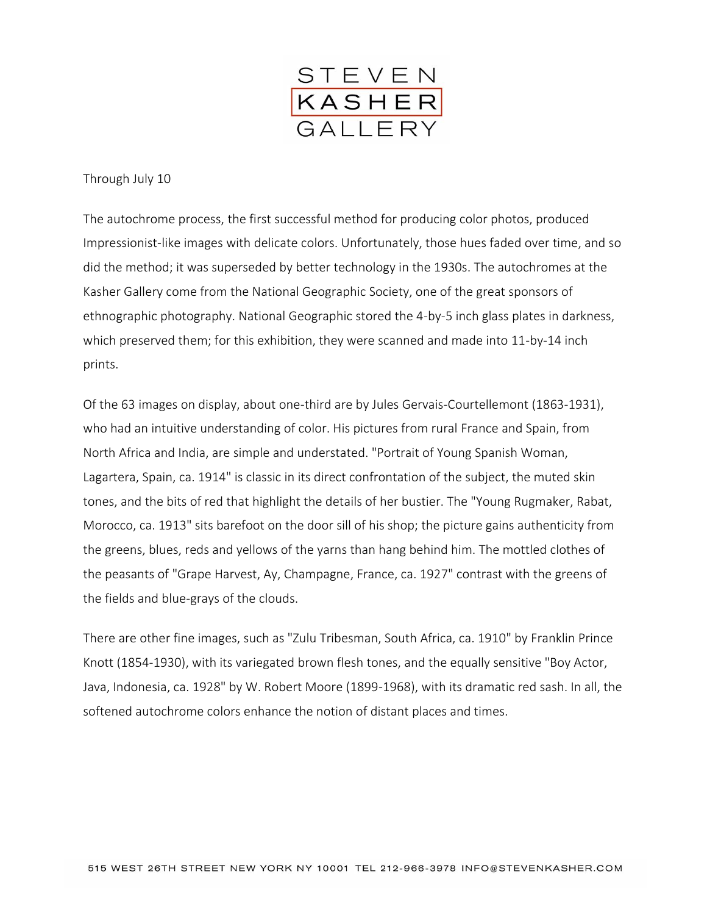Through July 10

The autochrome process, the first successful method for producing color photos, produced Impressionist-like images with delicate colors. Unfortunately, those hues faded over time, and so did the method; it was superseded by better technology in the 1930s. The autochromes at the Kasher Gallery come from the National Geographic Society, one of the great sponsors of ethnographic photography. National Geographic stored the 4-by-5 inch glass plates in darkness, which preserved them; for this exhibition, they were scanned and made into 11-by-14 inch prints.

Of the 63 images on display, about one-third are by Jules Gervais-Courtellemont (1863-1931), who had an intuitive understanding of color. His pictures from rural France and Spain, from North Africa and India, are simple and understated. "Portrait of Young Spanish Woman, Lagartera, Spain, ca. 1914" is classic in its direct confrontation of the subject, the muted skin tones, and the bits of red that highlight the details of her bustier. The "Young Rugmaker, Rabat, Morocco, ca. 1913" sits barefoot on the door sill of his shop; the picture gains authenticity from the greens, blues, reds and yellows of the yarns than hang behind him. The mottled clothes of the peasants of "Grape Harvest, Ay, Champagne, France, ca. 1927" contrast with the greens of the fields and blue-grays of the clouds.

There are other fine images, such as "Zulu Tribesman, South Africa, ca. 1910" by Franklin Prince Knott (1854-1930), with its variegated brown flesh tones, and the equally sensitive "Boy Actor, Java, Indonesia, ca. 1928" by W. Robert Moore (1899-1968), with its dramatic red sash. In all, the softened autochrome colors enhance the notion of distant places and times.